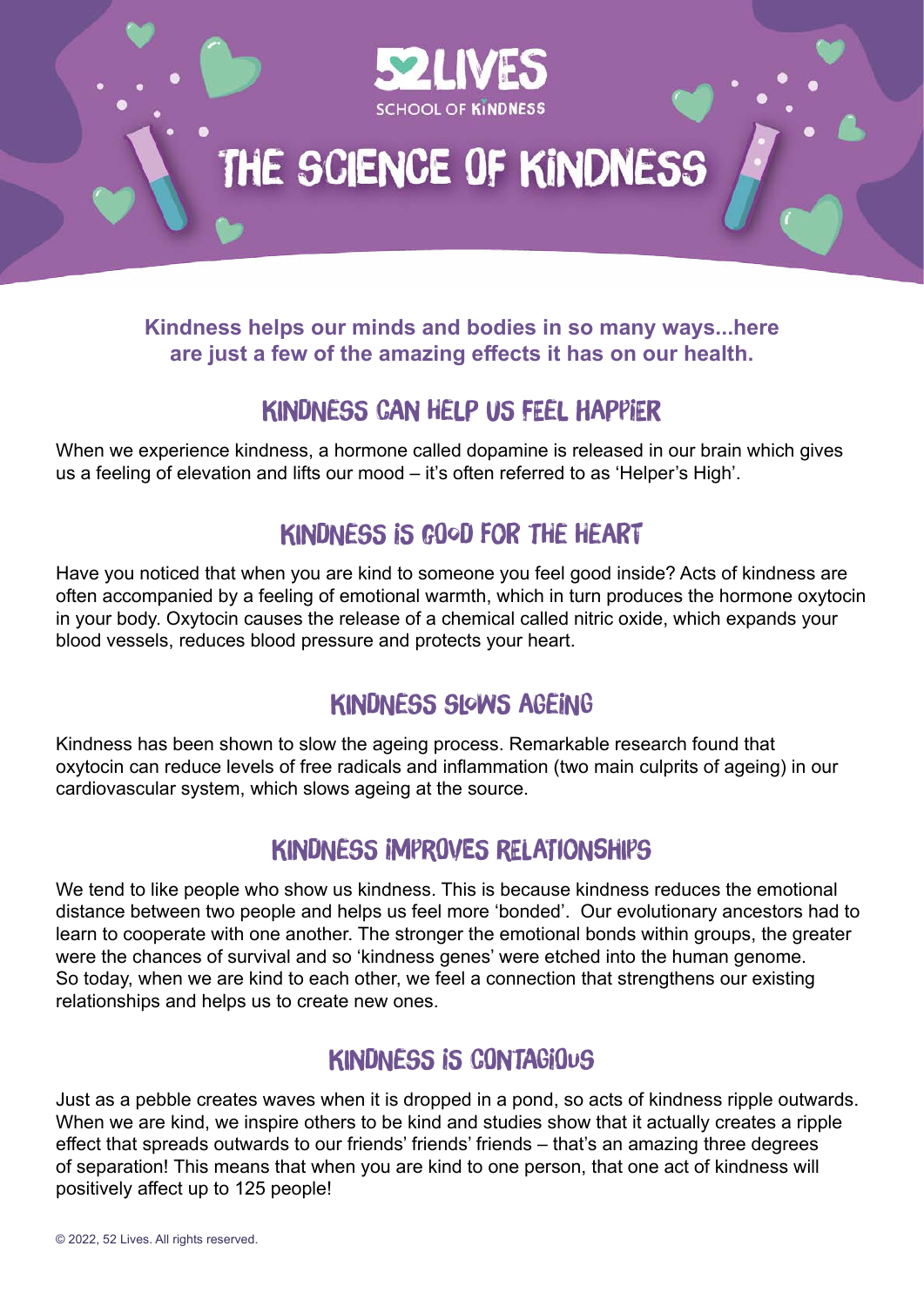52LIVES
SCHOOL OF KINDNESS

# THE SCIENCE OF KINDNESS

**Kindness helps our minds and bodies in so many ways...here are just a few of the amazing effects it has on our health.**

## KINDNESS CAN HELP US FEEL HAPPIER

When we experience kindness, a hormone called dopamine is released in our brain which gives us a feeling of elevation and lifts our mood – it's often referred to as 'Helper's High'.

## KINDNESS IS GOOD FOR THE HEART

Have you noticed that when you are kind to someone you feel good inside? Acts of kindness are often accompanied by a feeling of emotional warmth, which in turn produces the hormone oxytocin in your body. Oxytocin causes the release of a chemical called nitric oxide, which expands your blood vessels, reduces blood pressure and protects your heart.

## KINDNESS SLOWS AGEING

Kindness has been shown to slow the ageing process. Remarkable research found that oxytocin can reduce levels of free radicals and inflammation (two main culprits of ageing) in our cardiovascular system, which slows ageing at the source.

## KINDNESS IMPROVES RELATIONSHIPS

We tend to like people who show us kindness. This is because kindness reduces the emotional distance between two people and helps us feel more 'bonded'. Our evolutionary ancestors had to learn to cooperate with one another. The stronger the emotional bonds within groups, the greater were the chances of survival and so 'kindness genes' were etched into the human genome. So today, when we are kind to each other, we feel a connection that strengthens our existing relationships and helps us to create new ones.

## KINDNESS IS CONTAGIOUS

Just as a pebble creates waves when it is dropped in a pond, so acts of kindness ripple outwards. When we are kind, we inspire others to be kind and studies show that it actually creates a ripple effect that spreads outwards to our friends' friends' friends – that's an amazing three degrees of separation! This means that when you are kind to one person, that one act of kindness will positively affect up to 125 people!

© 2022, 52 Lives. All rights reserved.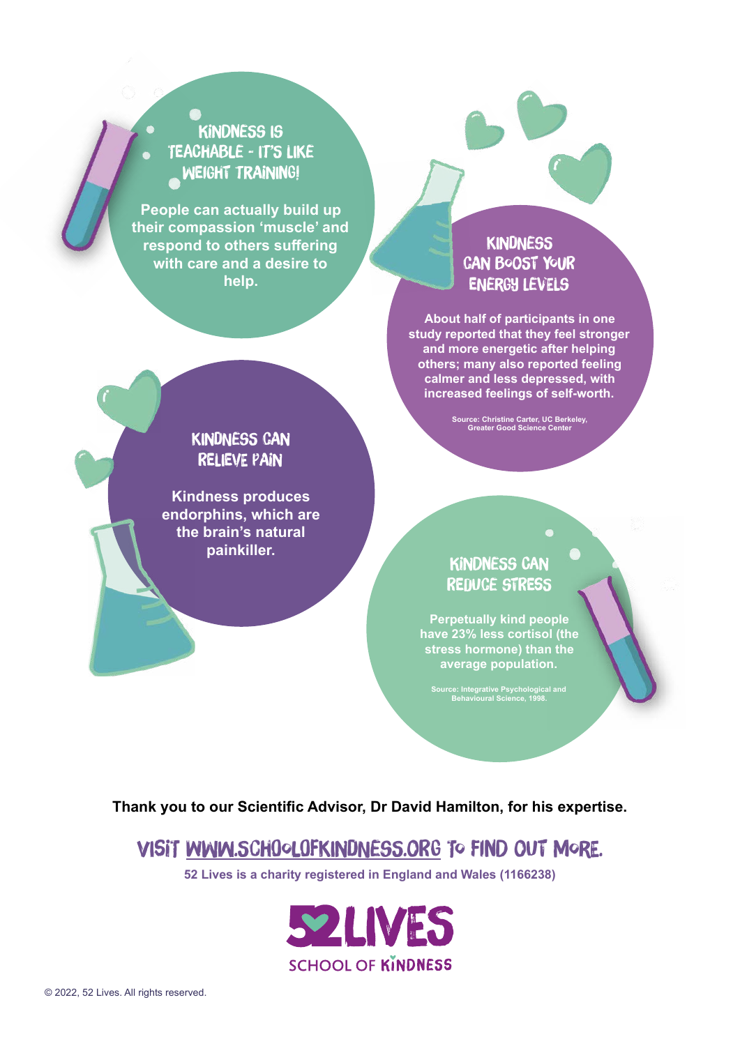## KINDNESS IS TEACHABLE - IT'S LIKE WEIGHT TRAINING!

**People can actually build up their compassion 'muscle' and respond to others suffering with care and a desire to help.**

## KINDNESS CAN BOOST YOUR ENERGY LEVELS

**About half of participants in one study reported that they feel stronger and more energetic after helping others; many also reported feeling calmer and less depressed, with increased feelings of self-worth.**

Source: Christine Carter, UC Berkeley, Greater Good Science Center

## KINDNESS CAN RELIEVE PAIN

**Kindness produces endorphins, which are the brain's natural painkiller.**

## KINDNESS CAN REDUCE STRESS

**Perpetually kind people have 23% less cortisol (the stress hormone) than the average population.**

Source: Integrative Psychological and Behavioural Science, 1998.

**Thank you to our Scientific Advisor, Dr David Hamilton, for his expertise.**

VISIT WWW.SCHOOLOFKINDNESS.ORG TO FIND OUT MORE.

**52 Lives is a charity registered in England and Wales (1166238)**

52 LIVES
SCHOOL OF KINDNESS

© 2022, 52 Lives. All rights reserved.